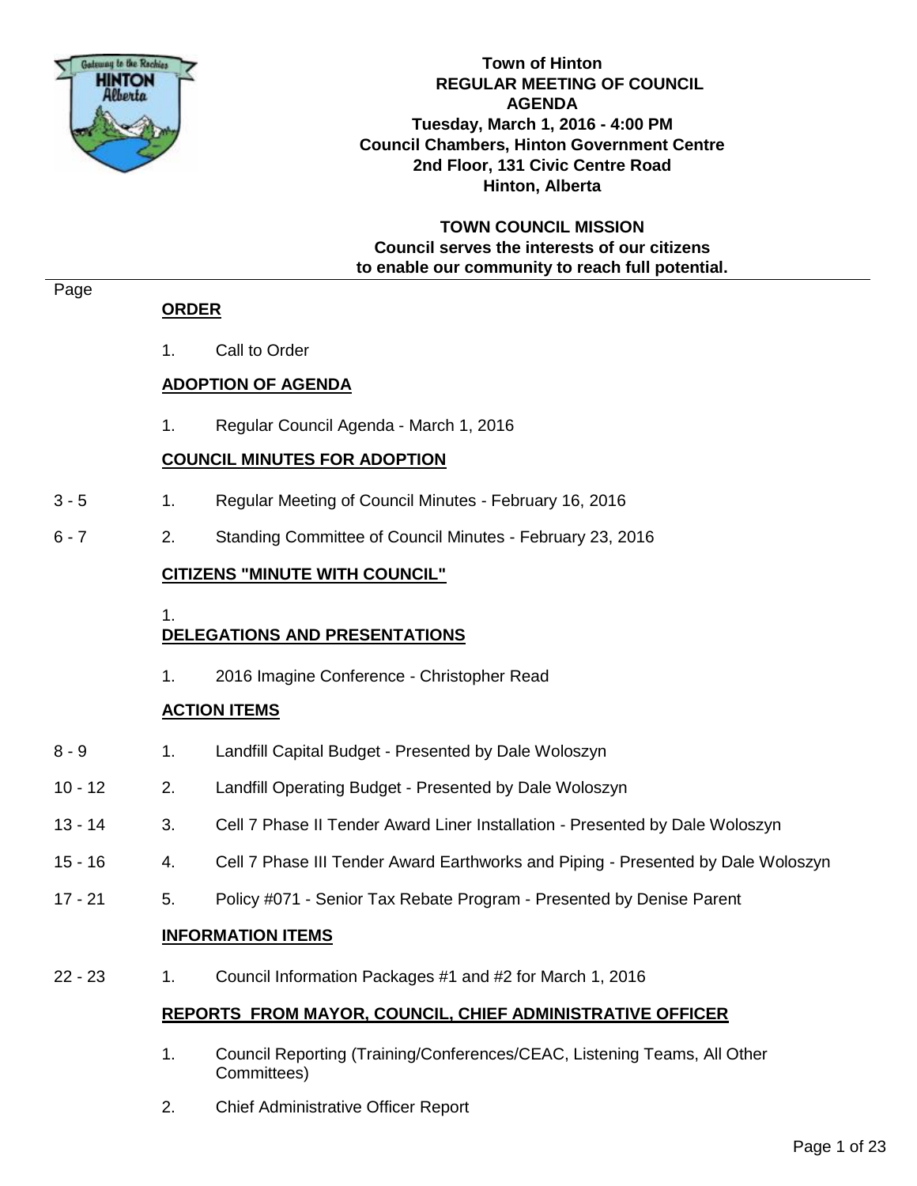# Town of Hinton
## REGULAR MEETING OF COUNCIL
## AGENDA

**Tuesday, March 1, 2016 - 4:00 PM**
**Council Chambers, Hinton Government Centre**
**2nd Floor, 131 Civic Centre Road**
**Hinton, Alberta**

**TOWN COUNCIL MISSION**
**Council serves the interests of our citizens to enable our community to reach full potential.**

| Page | | |
|---|---|---|
| | **ORDER** | |
| | 1. | Call to Order |
| | **ADOPTION OF AGENDA** | |
| | 1. | Regular Council Agenda - March 1, 2016 |
| | **COUNCIL MINUTES FOR ADOPTION** | |
| 3 - 5 | 1. | Regular Meeting of Council Minutes - February 16, 2016 |
| 6 - 7 | 2. | Standing Committee of Council Minutes - February 23, 2016 |
| | **CITIZENS "MINUTE WITH COUNCIL"** | |
| | 1. | |
| | **DELEGATIONS AND PRESENTATIONS** | |
| | 1. | 2016 Imagine Conference - Christopher Read |
| | **ACTION ITEMS** | |
| 8 - 9 | 1. | Landfill Capital Budget - Presented by Dale Woloszyn |
| 10 - 12 | 2. | Landfill Operating Budget - Presented by Dale Woloszyn |
| 13 - 14 | 3. | Cell 7 Phase II Tender Award Liner Installation - Presented by Dale Woloszyn |
| 15 - 16 | 4. | Cell 7 Phase III Tender Award Earthworks and Piping - Presented by Dale Woloszyn |
| 17 - 21 | 5. | Policy #071 - Senior Tax Rebate Program - Presented by Denise Parent |
| | **INFORMATION ITEMS** | |
| 22 - 23 | 1. | Council Information Packages #1 and #2 for March 1, 2016 |
| | **REPORTS FROM MAYOR, COUNCIL, CHIEF ADMINISTRATIVE OFFICER** | |
| | 1. | Council Reporting (Training/Conferences/CEAC, Listening Teams, All Other Committees) |
| | 2. | Chief Administrative Officer Report |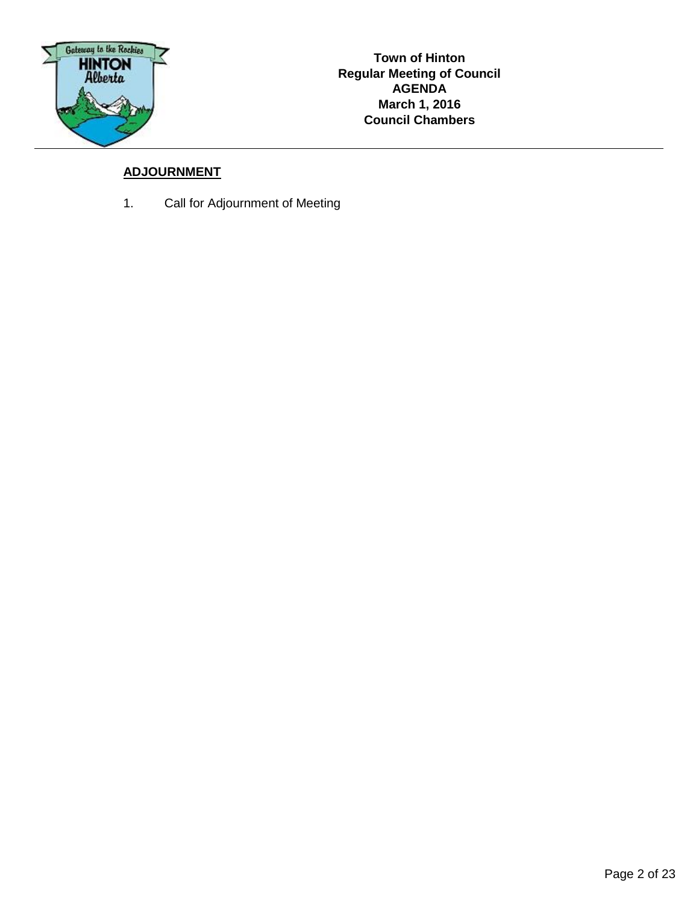**Town of Hinton**
**Regular Meeting of Council**
**AGENDA**
**March 1, 2016**
**Council Chambers**

## ADJOURNMENT

1. Call for Adjournment of Meeting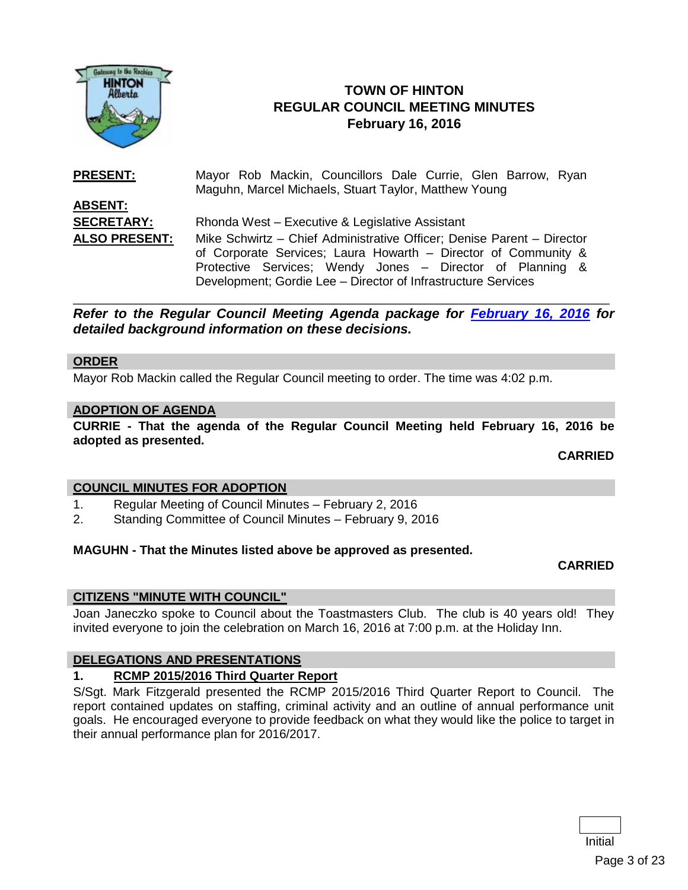# TOWN OF HINTON
## REGULAR COUNCIL MEETING MINUTES
## February 16, 2016

**PRESENT:** Mayor Rob Mackin, Councillors Dale Currie, Glen Barrow, Ryan Maguhn, Marcel Michaels, Stuart Taylor, Matthew Young

**ABSENT:**

**SECRETARY:** Rhonda West – Executive & Legislative Assistant

**ALSO PRESENT:** Mike Schwirtz – Chief Administrative Officer; Denise Parent – Director of Corporate Services; Laura Howarth – Director of Community & Protective Services; Wendy Jones – Director of Planning & Development; Gordie Lee – Director of Infrastructure Services

---

***Refer to the Regular Council Meeting Agenda package for February 16, 2016 for detailed background information on these decisions.***

### ORDER

Mayor Rob Mackin called the Regular Council meeting to order. The time was 4:02 p.m.

### ADOPTION OF AGENDA

**CURRIE - That the agenda of the Regular Council Meeting held February 16, 2016 be adopted as presented.**

**CARRIED**

### COUNCIL MINUTES FOR ADOPTION

1. Regular Meeting of Council Minutes – February 2, 2016
2. Standing Committee of Council Minutes – February 9, 2016

**MAGUHN - That the Minutes listed above be approved as presented.**

**CARRIED**

### CITIZENS "MINUTE WITH COUNCIL"

Joan Janeczko spoke to Council about the Toastmasters Club. The club is 40 years old! They invited everyone to join the celebration on March 16, 2016 at 7:00 p.m. at the Holiday Inn.

### DELEGATIONS AND PRESENTATIONS

**1. RCMP 2015/2016 Third Quarter Report**

S/Sgt. Mark Fitzgerald presented the RCMP 2015/2016 Third Quarter Report to Council. The report contained updates on staffing, criminal activity and an outline of annual performance unit goals. He encouraged everyone to provide feedback on what they would like the police to target in their annual performance plan for 2016/2017.

Initial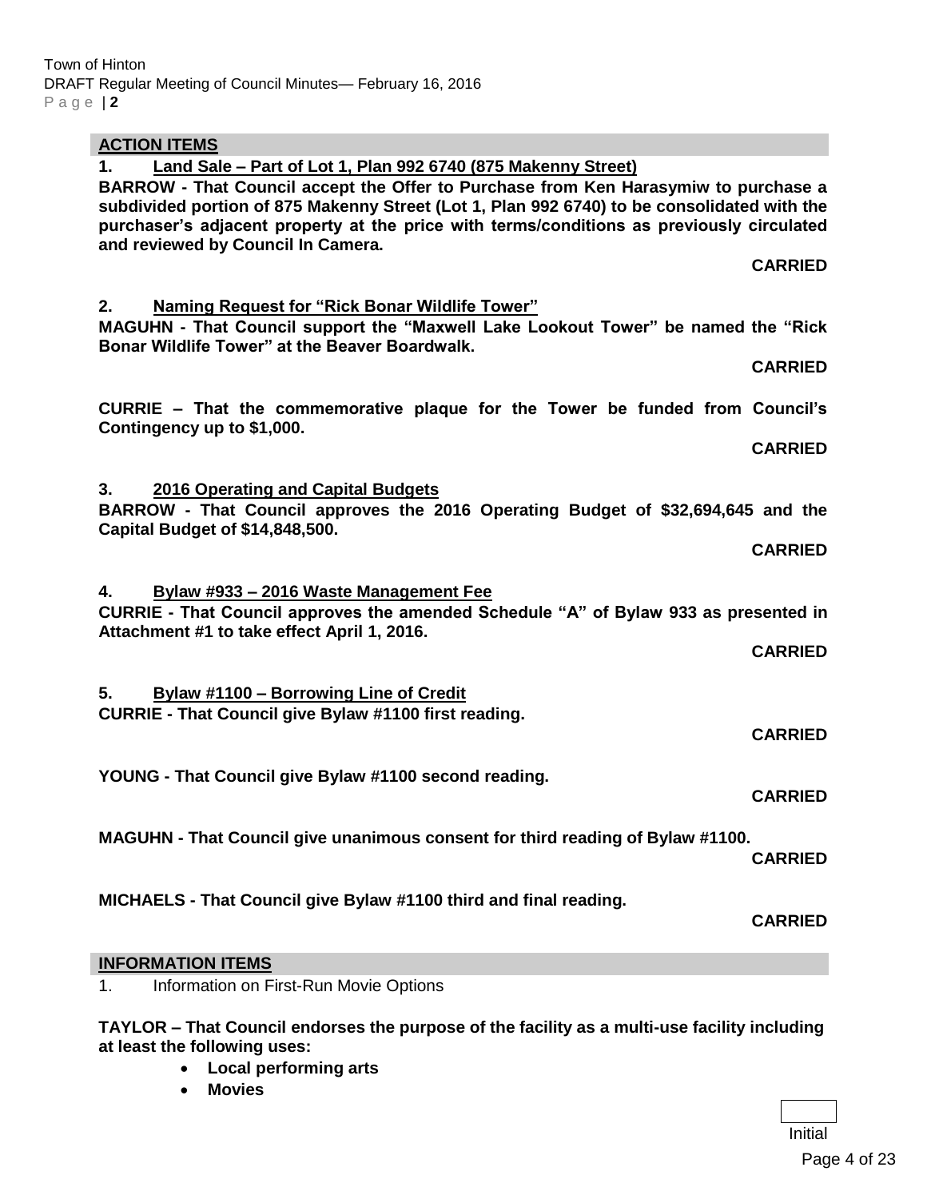## ACTION ITEMS

1. **Land Sale – Part of Lot 1, Plan 992 6740 (875 Makenny Street)**

**BARROW - That Council accept the Offer to Purchase from Ken Harasymiw to purchase a subdivided portion of 875 Makenny Street (Lot 1, Plan 992 6740) to be consolidated with the purchaser's adjacent property at the price with terms/conditions as previously circulated and reviewed by Council In Camera.**

**CARRIED**

2. **Naming Request for "Rick Bonar Wildlife Tower"**

**MAGUHN - That Council support the "Maxwell Lake Lookout Tower" be named the "Rick Bonar Wildlife Tower" at the Beaver Boardwalk.**

**CARRIED**

**CURRIE – That the commemorative plaque for the Tower be funded from Council's Contingency up to $1,000.**

**CARRIED**

3. **2016 Operating and Capital Budgets**

**BARROW - That Council approves the 2016 Operating Budget of $32,694,645 and the Capital Budget of $14,848,500.**

**CARRIED**

4. **Bylaw #933 – 2016 Waste Management Fee**

**CURRIE - That Council approves the amended Schedule "A" of Bylaw 933 as presented in Attachment #1 to take effect April 1, 2016.**

**CARRIED**

5. **Bylaw #1100 – Borrowing Line of Credit**

**CURRIE - That Council give Bylaw #1100 first reading.**

**CARRIED**

**YOUNG - That Council give Bylaw #1100 second reading.**

**CARRIED**

**MAGUHN - That Council give unanimous consent for third reading of Bylaw #1100.**

**CARRIED**

**MICHAELS - That Council give Bylaw #1100 third and final reading.**

**CARRIED**

## INFORMATION ITEMS

1. Information on First-Run Movie Options

**TAYLOR – That Council endorses the purpose of the facility as a multi-use facility including at least the following uses:**

- **Local performing arts**
- **Movies**

Initial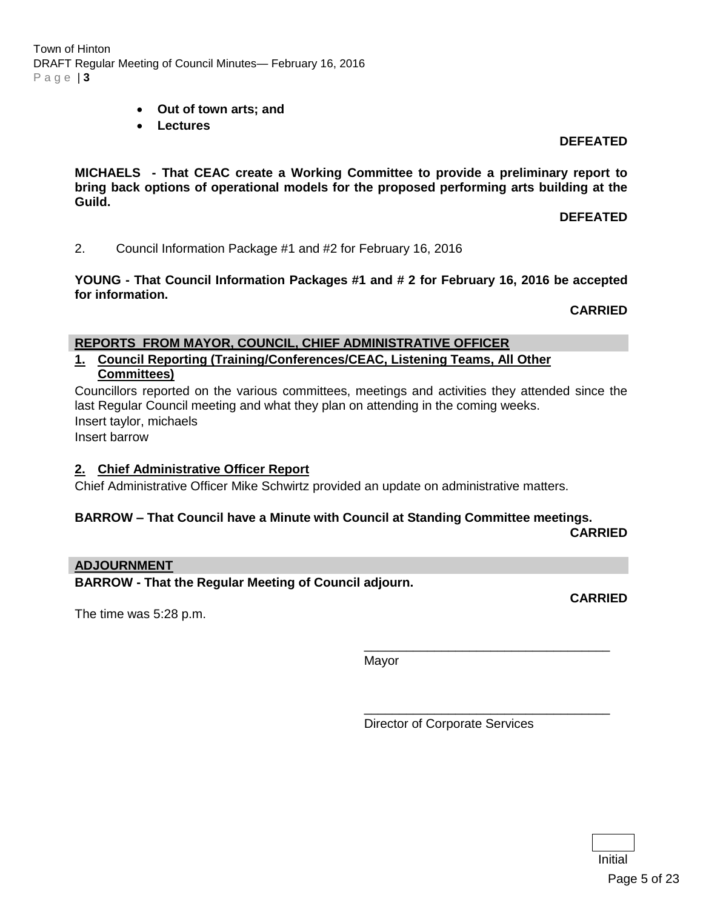- **Out of town arts; and**
- **Lectures**

**DEFEATED**

**MICHAELS - That CEAC create a Working Committee to provide a preliminary report to bring back options of operational models for the proposed performing arts building at the Guild.**

**DEFEATED**

2. Council Information Package #1 and #2 for February 16, 2016

**YOUNG - That Council Information Packages #1 and # 2 for February 16, 2016 be accepted for information.**

**CARRIED**

## REPORTS FROM MAYOR, COUNCIL, CHIEF ADMINISTRATIVE OFFICER

### 1. Council Reporting (Training/Conferences/CEAC, Listening Teams, All Other Committees)

Councillors reported on the various committees, meetings and activities they attended since the last Regular Council meeting and what they plan on attending in the coming weeks.
Insert taylor, michaels
Insert barrow

### 2. Chief Administrative Officer Report

Chief Administrative Officer Mike Schwirtz provided an update on administrative matters.

**BARROW – That Council have a Minute with Council at Standing Committee meetings.**

**CARRIED**

## ADJOURNMENT

**BARROW - That the Regular Meeting of Council adjourn.**

**CARRIED**

The time was 5:28 p.m.

___________________________________
Mayor

___________________________________
Director of Corporate Services

Initial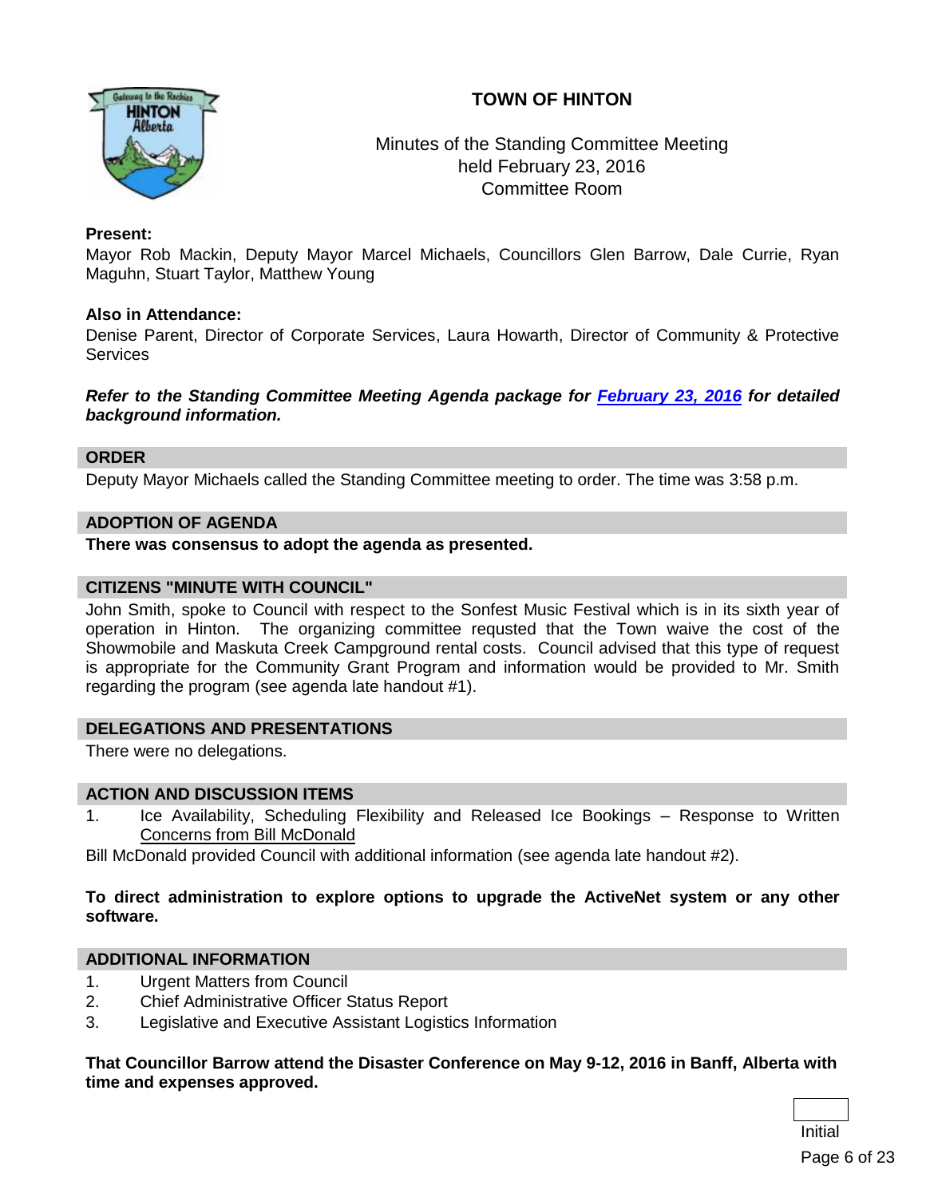# TOWN OF HINTON

Minutes of the Standing Committee Meeting
held February 23, 2016
Committee Room

**Present:**
Mayor Rob Mackin, Deputy Mayor Marcel Michaels, Councillors Glen Barrow, Dale Currie, Ryan Maguhn, Stuart Taylor, Matthew Young

**Also in Attendance:**
Denise Parent, Director of Corporate Services, Laura Howarth, Director of Community & Protective Services

***Refer to the Standing Committee Meeting Agenda package for February 23, 2016 for detailed background information.***

## ORDER

Deputy Mayor Michaels called the Standing Committee meeting to order. The time was 3:58 p.m.

## ADOPTION OF AGENDA

**There was consensus to adopt the agenda as presented.**

## CITIZENS "MINUTE WITH COUNCIL"

John Smith, spoke to Council with respect to the Sonfest Music Festival which is in its sixth year of operation in Hinton. The organizing committee requsted that the Town waive the cost of the Showmobile and Maskuta Creek Campground rental costs. Council advised that this type of request is appropriate for the Community Grant Program and information would be provided to Mr. Smith regarding the program (see agenda late handout #1).

## DELEGATIONS AND PRESENTATIONS

There were no delegations.

## ACTION AND DISCUSSION ITEMS

1. Ice Availability, Scheduling Flexibility and Released Ice Bookings – Response to Written Concerns from Bill McDonald

Bill McDonald provided Council with additional information (see agenda late handout #2).

**To direct administration to explore options to upgrade the ActiveNet system or any other software.**

## ADDITIONAL INFORMATION

1. Urgent Matters from Council
2. Chief Administrative Officer Status Report
3. Legislative and Executive Assistant Logistics Information

**That Councillor Barrow attend the Disaster Conference on May 9-12, 2016 in Banff, Alberta with time and expenses approved.**

Initial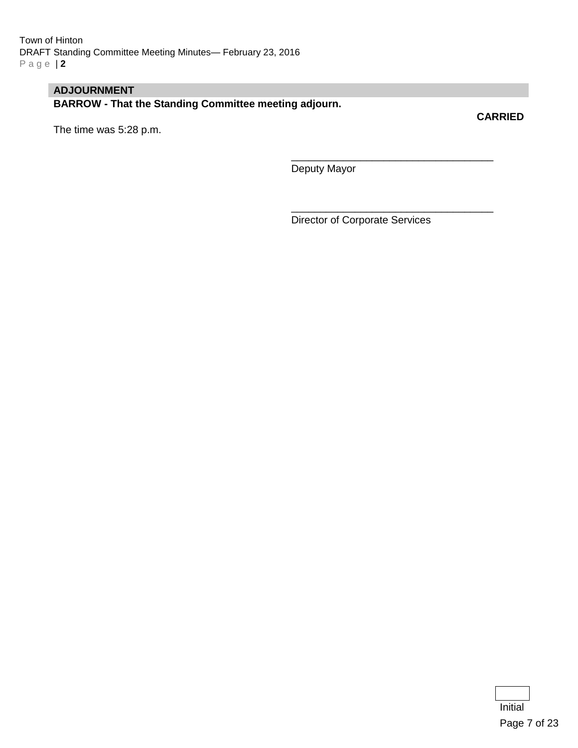## ADJOURNMENT

**BARROW - That the Standing Committee meeting adjourn.**

**CARRIED**

The time was 5:28 p.m.

___________________________________
Deputy Mayor

___________________________________
Director of Corporate Services

Initial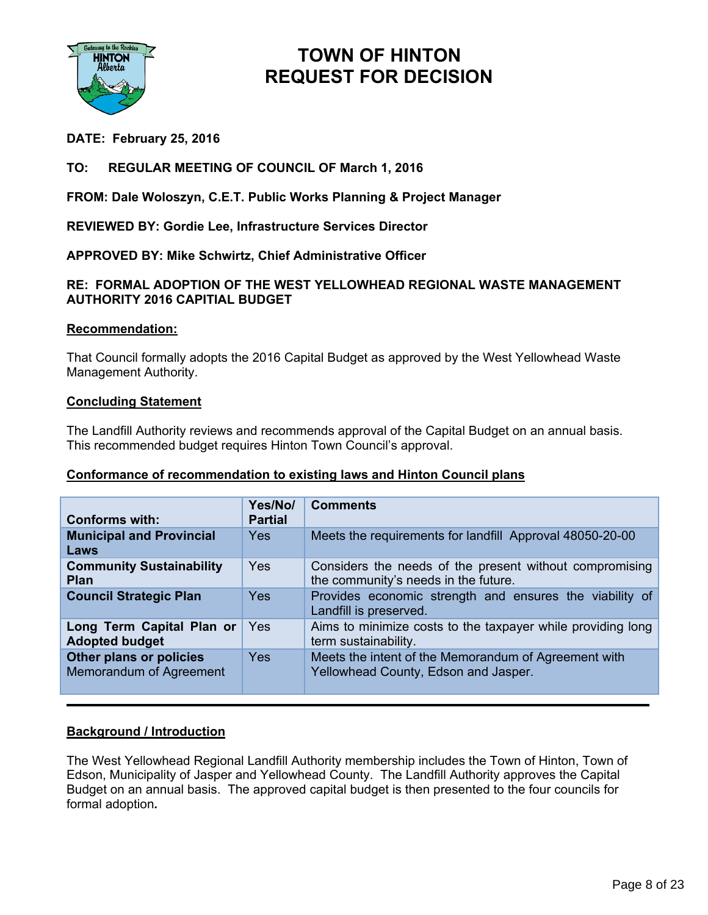# TOWN OF HINTON
# REQUEST FOR DECISION

**DATE: February 25, 2016**

**TO: REGULAR MEETING OF COUNCIL OF March 1, 2016**

**FROM: Dale Woloszyn, C.E.T. Public Works Planning & Project Manager**

**REVIEWED BY: Gordie Lee, Infrastructure Services Director**

**APPROVED BY: Mike Schwirtz, Chief Administrative Officer**

**RE: FORMAL ADOPTION OF THE WEST YELLOWHEAD REGIONAL WASTE MANAGEMENT AUTHORITY 2016 CAPITIAL BUDGET**

## Recommendation:

That Council formally adopts the 2016 Capital Budget as approved by the West Yellowhead Waste Management Authority.

## Concluding Statement

The Landfill Authority reviews and recommends approval of the Capital Budget on an annual basis. This recommended budget requires Hinton Town Council's approval.

## Conformance of recommendation to existing laws and Hinton Council plans

| Conforms with: | Yes/No/ Partial | Comments |
|---|---|---|
| **Municipal and Provincial Laws** | Yes | Meets the requirements for landfill Approval 48050-20-00 |
| **Community Sustainability Plan** | Yes | Considers the needs of the present without compromising the community's needs in the future. |
| **Council Strategic Plan** | Yes | Provides economic strength and ensures the viability of Landfill is preserved. |
| **Long Term Capital Plan or Adopted budget** | Yes | Aims to minimize costs to the taxpayer while providing long term sustainability. |
| **Other plans or policies** Memorandum of Agreement | Yes | Meets the intent of the Memorandum of Agreement with Yellowhead County, Edson and Jasper. |

---

## Background / Introduction

The West Yellowhead Regional Landfill Authority membership includes the Town of Hinton, Town of Edson, Municipality of Jasper and Yellowhead County. The Landfill Authority approves the Capital Budget on an annual basis. The approved capital budget is then presented to the four councils for formal adoption***.***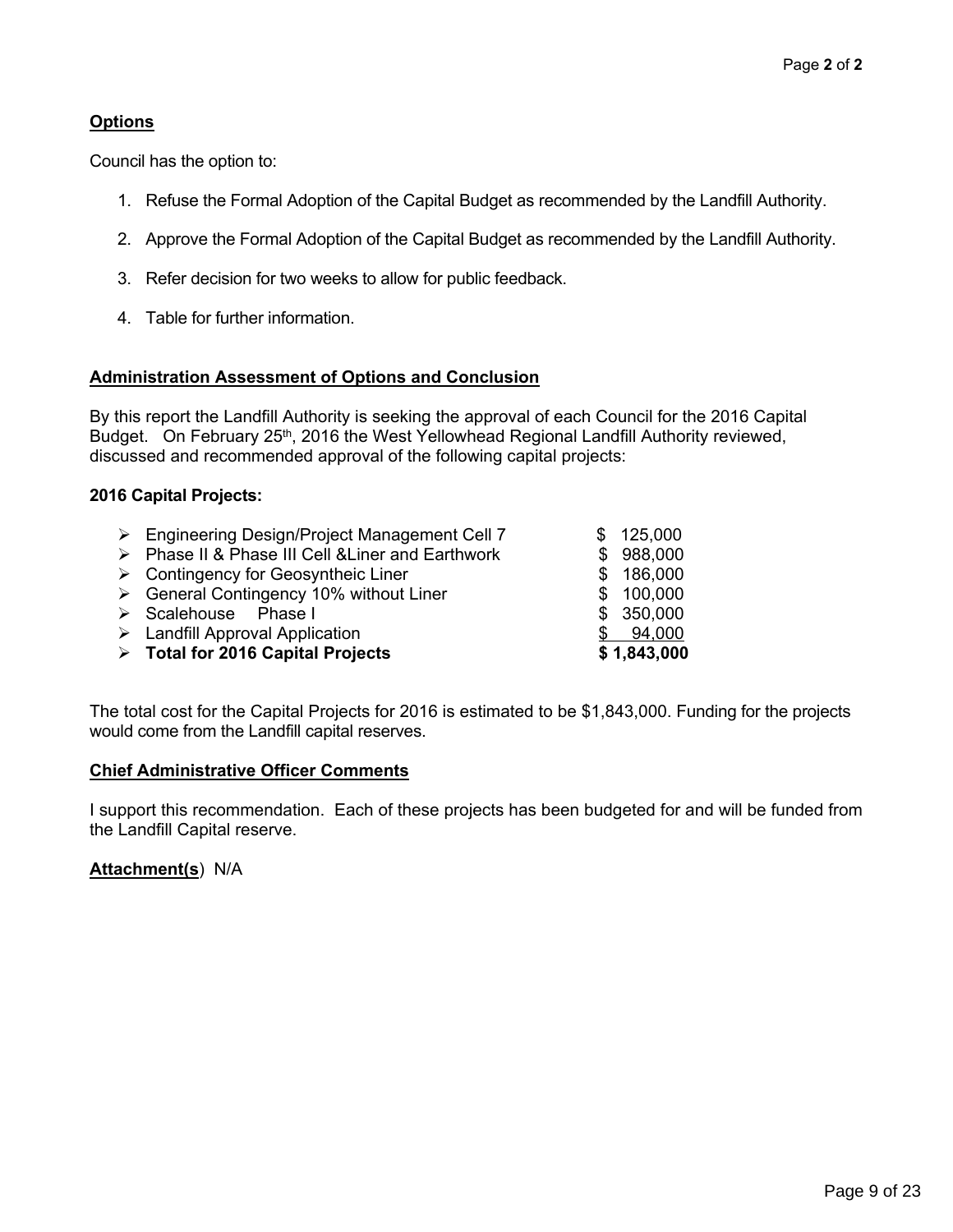## Options

Council has the option to:

1. Refuse the Formal Adoption of the Capital Budget as recommended by the Landfill Authority.
2. Approve the Formal Adoption of the Capital Budget as recommended by the Landfill Authority.
3. Refer decision for two weeks to allow for public feedback.
4. Table for further information.

## Administration Assessment of Options and Conclusion

By this report the Landfill Authority is seeking the approval of each Council for the 2016 Capital Budget. On February 25th, 2016 the West Yellowhead Regional Landfill Authority reviewed, discussed and recommended approval of the following capital projects:

**2016 Capital Projects:**

| Project | Amount |
|---|---|
| Engineering Design/Project Management Cell 7 | $ 125,000 |
| Phase II & Phase III Cell &Liner and Earthwork | $ 988,000 |
| Contingency for Geosyntheic Liner | $ 186,000 |
| General Contingency 10% without Liner | $ 100,000 |
| Scalehouse Phase I | $ 350,000 |
| Landfill Approval Application | $ 94,000 |
| **Total for 2016 Capital Projects** | **$ 1,843,000** |

The total cost for the Capital Projects for 2016 is estimated to be $1,843,000. Funding for the projects would come from the Landfill capital reserves.

## Chief Administrative Officer Comments

I support this recommendation. Each of these projects has been budgeted for and will be funded from the Landfill Capital reserve.

**Attachment(s**) N/A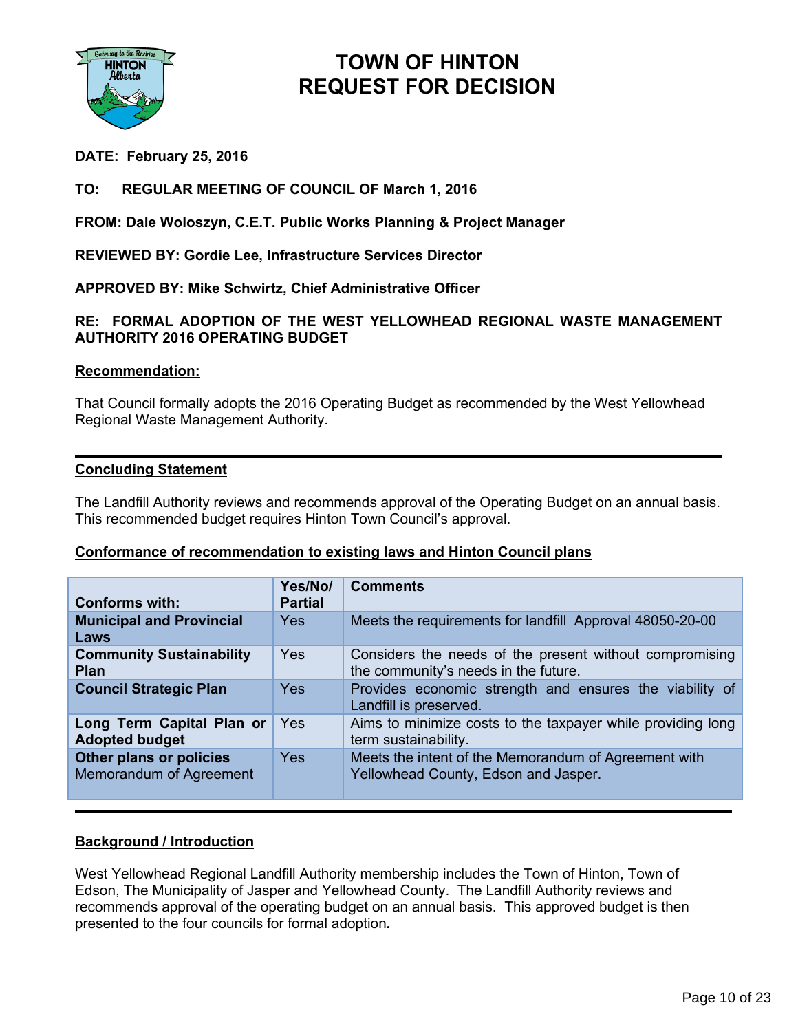# TOWN OF HINTON
# REQUEST FOR DECISION

**DATE: February 25, 2016**

**TO: REGULAR MEETING OF COUNCIL OF March 1, 2016**

**FROM: Dale Woloszyn, C.E.T. Public Works Planning & Project Manager**

**REVIEWED BY: Gordie Lee, Infrastructure Services Director**

**APPROVED BY: Mike Schwirtz, Chief Administrative Officer**

**RE: FORMAL ADOPTION OF THE WEST YELLOWHEAD REGIONAL WASTE MANAGEMENT AUTHORITY 2016 OPERATING BUDGET**

**Recommendation:**

That Council formally adopts the 2016 Operating Budget as recommended by the West Yellowhead Regional Waste Management Authority.

---

**Concluding Statement**

The Landfill Authority reviews and recommends approval of the Operating Budget on an annual basis. This recommended budget requires Hinton Town Council's approval.

**Conformance of recommendation to existing laws and Hinton Council plans**

| Conforms with: | Yes/No/ Partial | Comments |
|---|---|---|
| **Municipal and Provincial Laws** | Yes | Meets the requirements for landfill Approval 48050-20-00 |
| **Community Sustainability Plan** | Yes | Considers the needs of the present without compromising the community's needs in the future. |
| **Council Strategic Plan** | Yes | Provides economic strength and ensures the viability of Landfill is preserved. |
| **Long Term Capital Plan or Adopted budget** | Yes | Aims to minimize costs to the taxpayer while providing long term sustainability. |
| **Other plans or policies** Memorandum of Agreement | Yes | Meets the intent of the Memorandum of Agreement with Yellowhead County, Edson and Jasper. |

---

**Background / Introduction**

West Yellowhead Regional Landfill Authority membership includes the Town of Hinton, Town of Edson, The Municipality of Jasper and Yellowhead County. The Landfill Authority reviews and recommends approval of the operating budget on an annual basis. This approved budget is then presented to the four councils for formal adoption.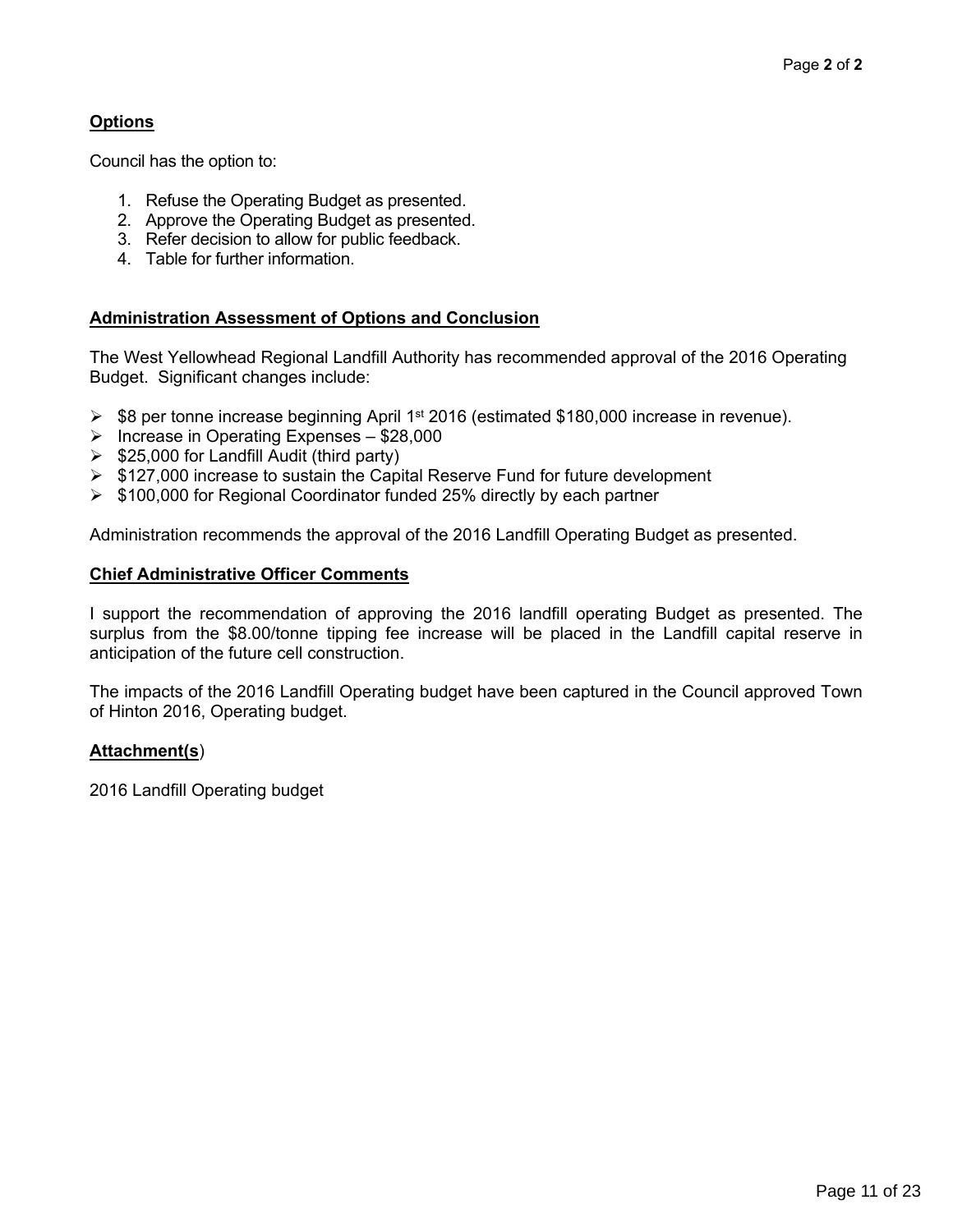## Options

Council has the option to:

1. Refuse the Operating Budget as presented.
2. Approve the Operating Budget as presented.
3. Refer decision to allow for public feedback.
4. Table for further information.

## Administration Assessment of Options and Conclusion

The West Yellowhead Regional Landfill Authority has recommended approval of the 2016 Operating Budget. Significant changes include:

- $8 per tonne increase beginning April 1st 2016 (estimated $180,000 increase in revenue).
- Increase in Operating Expenses – $28,000
- $25,000 for Landfill Audit (third party)
- $127,000 increase to sustain the Capital Reserve Fund for future development
- $100,000 for Regional Coordinator funded 25% directly by each partner

Administration recommends the approval of the 2016 Landfill Operating Budget as presented.

## Chief Administrative Officer Comments

I support the recommendation of approving the 2016 landfill operating Budget as presented. The surplus from the $8.00/tonne tipping fee increase will be placed in the Landfill capital reserve in anticipation of the future cell construction.

The impacts of the 2016 Landfill Operating budget have been captured in the Council approved Town of Hinton 2016, Operating budget.

## Attachment(s)

2016 Landfill Operating budget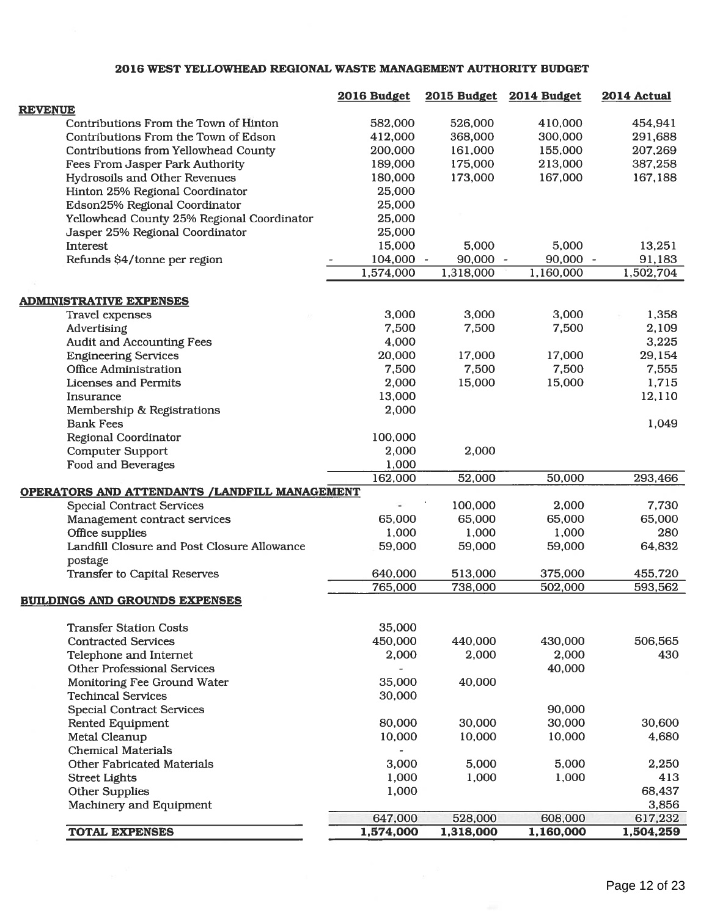# 2016 WEST YELLOWHEAD REGIONAL WASTE MANAGEMENT AUTHORITY BUDGET

| | 2016 Budget | 2015 Budget | 2014 Budget | 2014 Actual |
|---|---|---|---|---|
| **REVENUE** | | | | |
| Contributions From the Town of Hinton | 582,000 | 526,000 | 410,000 | 454,941 |
| Contributions From the Town of Edson | 412,000 | 368,000 | 300,000 | 291,688 |
| Contributions from Yellowhead County | 200,000 | 161,000 | 155,000 | 207,269 |
| Fees From Jasper Park Authority | 189,000 | 175,000 | 213,000 | 387,258 |
| Hydrosoils and Other Revenues | 180,000 | 173,000 | 167,000 | 167,188 |
| Hinton 25% Regional Coordinator | 25,000 | | | |
| Edson25% Regional Coordinator | 25,000 | | | |
| Yellowhead County 25% Regional Coordinator | 25,000 | | | |
| Jasper 25% Regional Coordinator | 25,000 | | | |
| Interest | 15,000 | 5,000 | 5,000 | 13,251 |
| Refunds $4/tonne per region | - 104,000 | - 90,000 | - 90,000 | - 91,183 |
| | 1,574,000 | 1,318,000 | 1,160,000 | 1,502,704 |
| **ADMINISTRATIVE EXPENSES** | | | | |
| Travel expenses | 3,000 | 3,000 | 3,000 | 1,358 |
| Advertising | 7,500 | 7,500 | 7,500 | 2,109 |
| Audit and Accounting Fees | 4,000 | | | 3,225 |
| Engineering Services | 20,000 | 17,000 | 17,000 | 29,154 |
| Office Administration | 7,500 | 7,500 | 7,500 | 7,555 |
| Licenses and Permits | 2,000 | 15,000 | 15,000 | 1,715 |
| Insurance | 13,000 | | | 12,110 |
| Membership & Registrations | 2,000 | | | |
| Bank Fees | | | | 1,049 |
| Regional Coordinator | 100,000 | | | |
| Computer Support | 2,000 | 2,000 | | |
| Food and Beverages | 1,000 | | | |
| | 162,000 | 52,000 | 50,000 | 293,466 |
| **OPERATORS AND ATTENDANTS /LANDFILL MANAGEMENT** | | | | |
| Special Contract Services | - | 100,000 | 2,000 | 7,730 |
| Management contract services | 65,000 | 65,000 | 65,000 | 65,000 |
| Office supplies | 1,000 | 1,000 | 1,000 | 280 |
| Landfill Closure and Post Closure Allowance postage | 59,000 | 59,000 | 59,000 | 64,832 |
| Transfer to Capital Reserves | 640,000 | 513,000 | 375,000 | 455,720 |
| | 765,000 | 738,000 | 502,000 | 593,562 |
| **BUILDINGS AND GROUNDS EXPENSES** | | | | |
| Transfer Station Costs | 35,000 | | | |
| Contracted Services | 450,000 | 440,000 | 430,000 | 506,565 |
| Telephone and Internet | 2,000 | 2,000 | 2,000 | 430 |
| Other Professional Services | - | | 40,000 | |
| Monitoring Fee Ground Water | 35,000 | 40,000 | | |
| Techincal Services | 30,000 | | | |
| Special Contract Services | | | 90,000 | |
| Rented Equipment | 80,000 | 30,000 | 30,000 | 30,600 |
| Metal Cleanup | 10,000 | 10,000 | 10,000 | 4,680 |
| Chemical Materials | - | | | |
| Other Fabricated Materials | 3,000 | 5,000 | 5,000 | 2,250 |
| Street Lights | 1,000 | 1,000 | 1,000 | 413 |
| Other Supplies | 1,000 | | | 68,437 |
| Machinery and Equipment | | | | 3,856 |
| | 647,000 | 528,000 | 608,000 | 617,232 |
| **TOTAL EXPENSES** | **1,574,000** | **1,318,000** | **1,160,000** | **1,504,259** |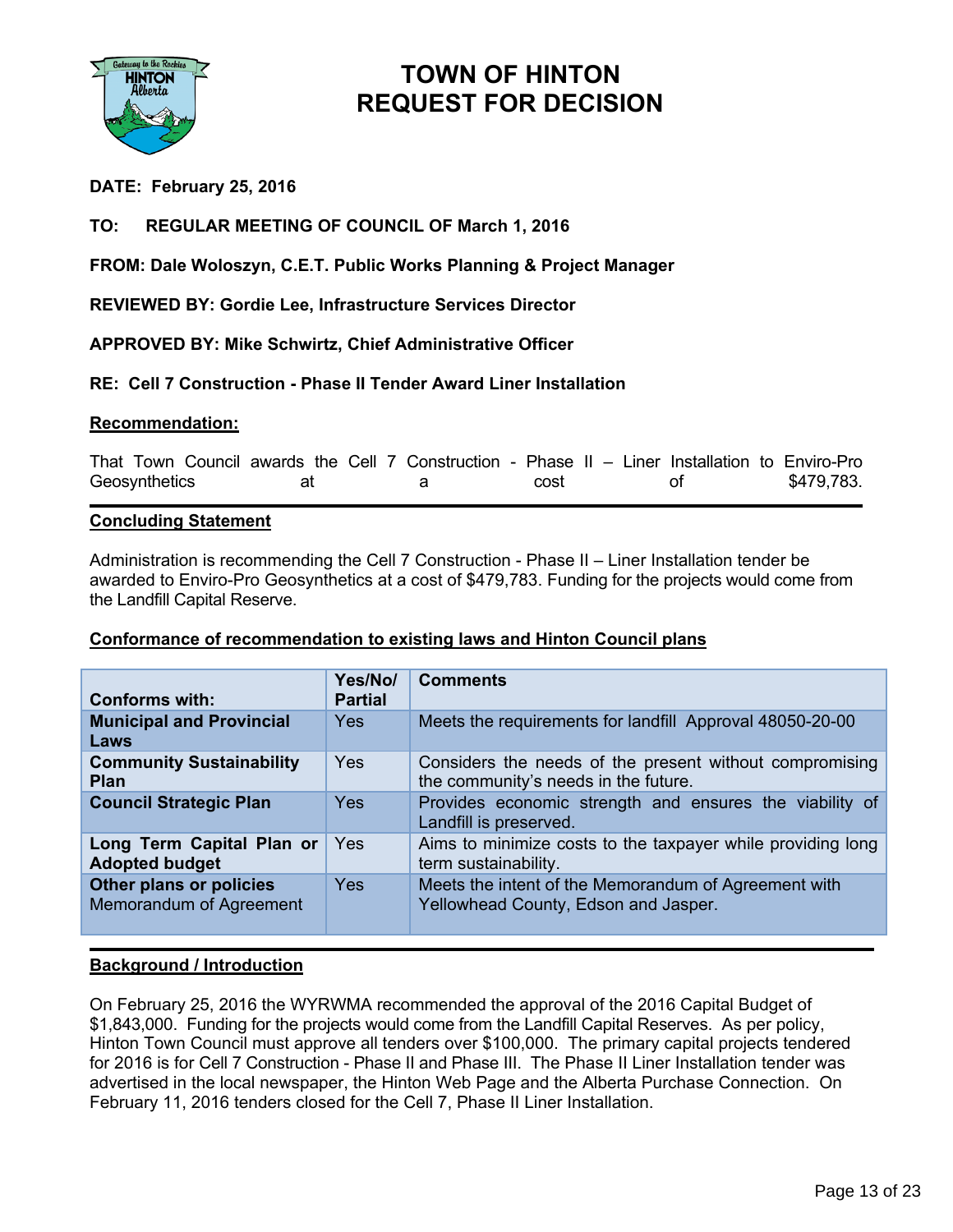# TOWN OF HINTON
# REQUEST FOR DECISION

**DATE: February 25, 2016**

**TO: REGULAR MEETING OF COUNCIL OF March 1, 2016**

**FROM: Dale Woloszyn, C.E.T. Public Works Planning & Project Manager**

**REVIEWED BY: Gordie Lee, Infrastructure Services Director**

**APPROVED BY: Mike Schwirtz, Chief Administrative Officer**

**RE: Cell 7 Construction - Phase II Tender Award Liner Installation**

**Recommendation:**

That Town Council awards the Cell 7 Construction - Phase II – Liner Installation to Enviro-Pro Geosynthetics at a cost of $479,783.

**Concluding Statement**

Administration is recommending the Cell 7 Construction - Phase II – Liner Installation tender be awarded to Enviro-Pro Geosynthetics at a cost of $479,783. Funding for the projects would come from the Landfill Capital Reserve.

**Conformance of recommendation to existing laws and Hinton Council plans**

| Conforms with: | Yes/No/ Partial | Comments |
|---|---|---|
| **Municipal and Provincial Laws** | Yes | Meets the requirements for landfill Approval 48050-20-00 |
| **Community Sustainability Plan** | Yes | Considers the needs of the present without compromising the community's needs in the future. |
| **Council Strategic Plan** | Yes | Provides economic strength and ensures the viability of Landfill is preserved. |
| **Long Term Capital Plan or Adopted budget** | Yes | Aims to minimize costs to the taxpayer while providing long term sustainability. |
| **Other plans or policies** Memorandum of Agreement | Yes | Meets the intent of the Memorandum of Agreement with Yellowhead County, Edson and Jasper. |

**Background / Introduction**

On February 25, 2016 the WYRWMA recommended the approval of the 2016 Capital Budget of $1,843,000. Funding for the projects would come from the Landfill Capital Reserves. As per policy, Hinton Town Council must approve all tenders over $100,000. The primary capital projects tendered for 2016 is for Cell 7 Construction - Phase II and Phase III. The Phase II Liner Installation tender was advertised in the local newspaper, the Hinton Web Page and the Alberta Purchase Connection. On February 11, 2016 tenders closed for the Cell 7, Phase II Liner Installation.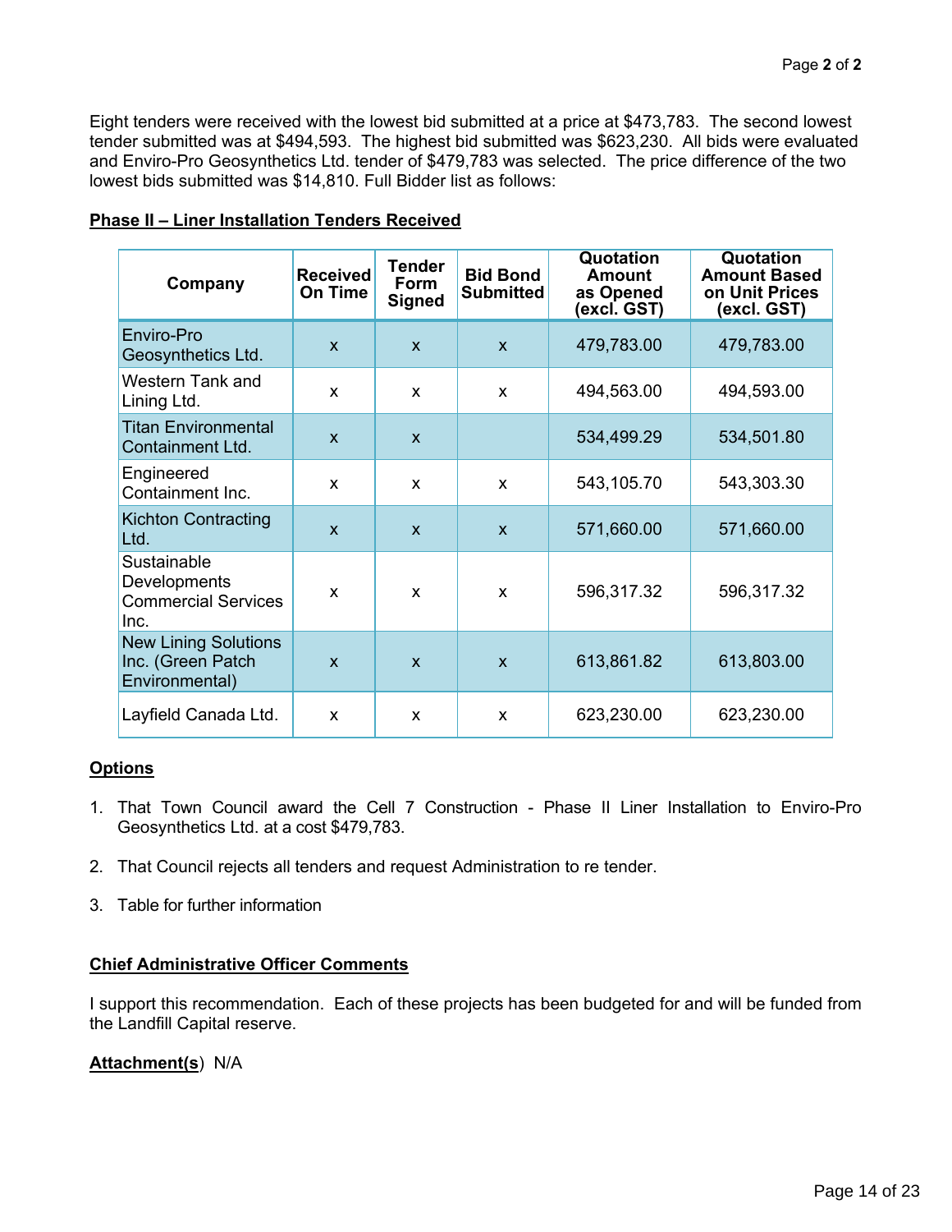Eight tenders were received with the lowest bid submitted at a price at $473,783. The second lowest tender submitted was at $494,593. The highest bid submitted was $623,230. All bids were evaluated and Enviro-Pro Geosynthetics Ltd. tender of $479,783 was selected. The price difference of the two lowest bids submitted was $14,810. Full Bidder list as follows:

**Phase II – Liner Installation Tenders Received**

| Company | Received On Time | Tender Form Signed | Bid Bond Submitted | Quotation Amount as Opened (excl. GST) | Quotation Amount Based on Unit Prices (excl. GST) |
|---|---|---|---|---|---|
| Enviro-Pro Geosynthetics Ltd. | x | x | x | 479,783.00 | 479,783.00 |
| Western Tank and Lining Ltd. | x | x | x | 494,563.00 | 494,593.00 |
| Titan Environmental Containment Ltd. | x | x | | 534,499.29 | 534,501.80 |
| Engineered Containment Inc. | x | x | x | 543,105.70 | 543,303.30 |
| Kichton Contracting Ltd. | x | x | x | 571,660.00 | 571,660.00 |
| Sustainable Developments Commercial Services Inc. | x | x | x | 596,317.32 | 596,317.32 |
| New Lining Solutions Inc. (Green Patch Environmental) | x | x | x | 613,861.82 | 613,803.00 |
| Layfield Canada Ltd. | x | x | x | 623,230.00 | 623,230.00 |

**Options**

1. That Town Council award the Cell 7 Construction - Phase II Liner Installation to Enviro-Pro Geosynthetics Ltd. at a cost $479,783.
2. That Council rejects all tenders and request Administration to re tender.
3. Table for further information

**Chief Administrative Officer Comments**

I support this recommendation. Each of these projects has been budgeted for and will be funded from the Landfill Capital reserve.

**Attachment(s**) N/A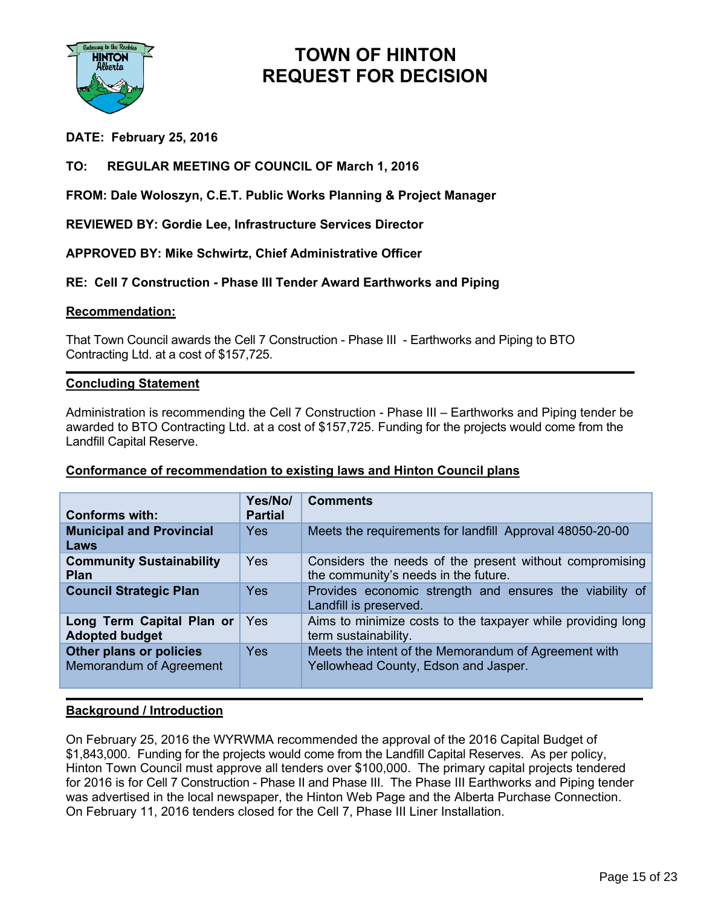# TOWN OF HINTON
# REQUEST FOR DECISION

**DATE: February 25, 2016**

**TO: REGULAR MEETING OF COUNCIL OF March 1, 2016**

**FROM: Dale Woloszyn, C.E.T. Public Works Planning & Project Manager**

**REVIEWED BY: Gordie Lee, Infrastructure Services Director**

**APPROVED BY: Mike Schwirtz, Chief Administrative Officer**

**RE: Cell 7 Construction - Phase III Tender Award Earthworks and Piping**

## Recommendation:

That Town Council awards the Cell 7 Construction - Phase III - Earthworks and Piping to BTO Contracting Ltd. at a cost of $157,725.

---

## Concluding Statement

Administration is recommending the Cell 7 Construction - Phase III – Earthworks and Piping tender be awarded to BTO Contracting Ltd. at a cost of $157,725. Funding for the projects would come from the Landfill Capital Reserve.

## Conformance of recommendation to existing laws and Hinton Council plans

| Conforms with: | Yes/No/ Partial | Comments |
|---|---|---|
| **Municipal and Provincial Laws** | Yes | Meets the requirements for landfill Approval 48050-20-00 |
| **Community Sustainability Plan** | Yes | Considers the needs of the present without compromising the community's needs in the future. |
| **Council Strategic Plan** | Yes | Provides economic strength and ensures the viability of Landfill is preserved. |
| **Long Term Capital Plan or Adopted budget** | Yes | Aims to minimize costs to the taxpayer while providing long term sustainability. |
| **Other plans or policies** Memorandum of Agreement | Yes | Meets the intent of the Memorandum of Agreement with Yellowhead County, Edson and Jasper. |

---

## Background / Introduction

On February 25, 2016 the WYRWMA recommended the approval of the 2016 Capital Budget of $1,843,000. Funding for the projects would come from the Landfill Capital Reserves. As per policy, Hinton Town Council must approve all tenders over $100,000. The primary capital projects tendered for 2016 is for Cell 7 Construction - Phase II and Phase III. The Phase III Earthworks and Piping tender was advertised in the local newspaper, the Hinton Web Page and the Alberta Purchase Connection. On February 11, 2016 tenders closed for the Cell 7, Phase III Liner Installation.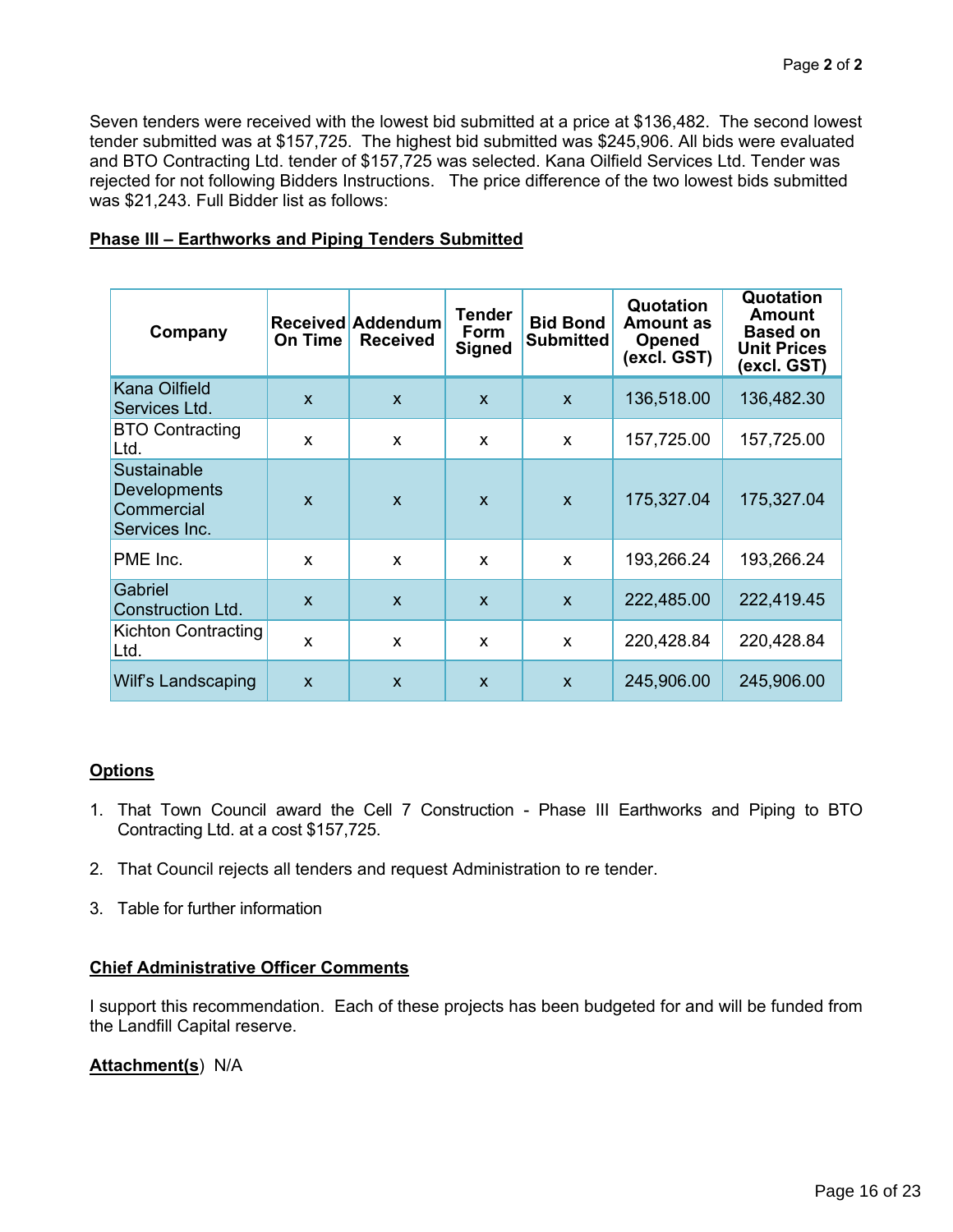Seven tenders were received with the lowest bid submitted at a price at $136,482. The second lowest tender submitted was at $157,725. The highest bid submitted was $245,906. All bids were evaluated and BTO Contracting Ltd. tender of $157,725 was selected. Kana Oilfield Services Ltd. Tender was rejected for not following Bidders Instructions. The price difference of the two lowest bids submitted was $21,243. Full Bidder list as follows:

**Phase III – Earthworks and Piping Tenders Submitted**

| Company | Received On Time | Addendum Received | Tender Form Signed | Bid Bond Submitted | Quotation Amount as Opened (excl. GST) | Quotation Amount Based on Unit Prices (excl. GST) |
|---|---|---|---|---|---|---|
| Kana Oilfield Services Ltd. | x | x | x | x | 136,518.00 | 136,482.30 |
| BTO Contracting Ltd. | x | x | x | x | 157,725.00 | 157,725.00 |
| Sustainable Developments Commercial Services Inc. | x | x | x | x | 175,327.04 | 175,327.04 |
| PME Inc. | x | x | x | x | 193,266.24 | 193,266.24 |
| Gabriel Construction Ltd. | x | x | x | x | 222,485.00 | 222,419.45 |
| Kichton Contracting Ltd. | x | x | x | x | 220,428.84 | 220,428.84 |
| Wilf's Landscaping | x | x | x | x | 245,906.00 | 245,906.00 |

**Options**

1. That Town Council award the Cell 7 Construction - Phase III Earthworks and Piping to BTO Contracting Ltd. at a cost $157,725.
2. That Council rejects all tenders and request Administration to re tender.
3. Table for further information

**Chief Administrative Officer Comments**

I support this recommendation. Each of these projects has been budgeted for and will be funded from the Landfill Capital reserve.

**Attachment(s**) N/A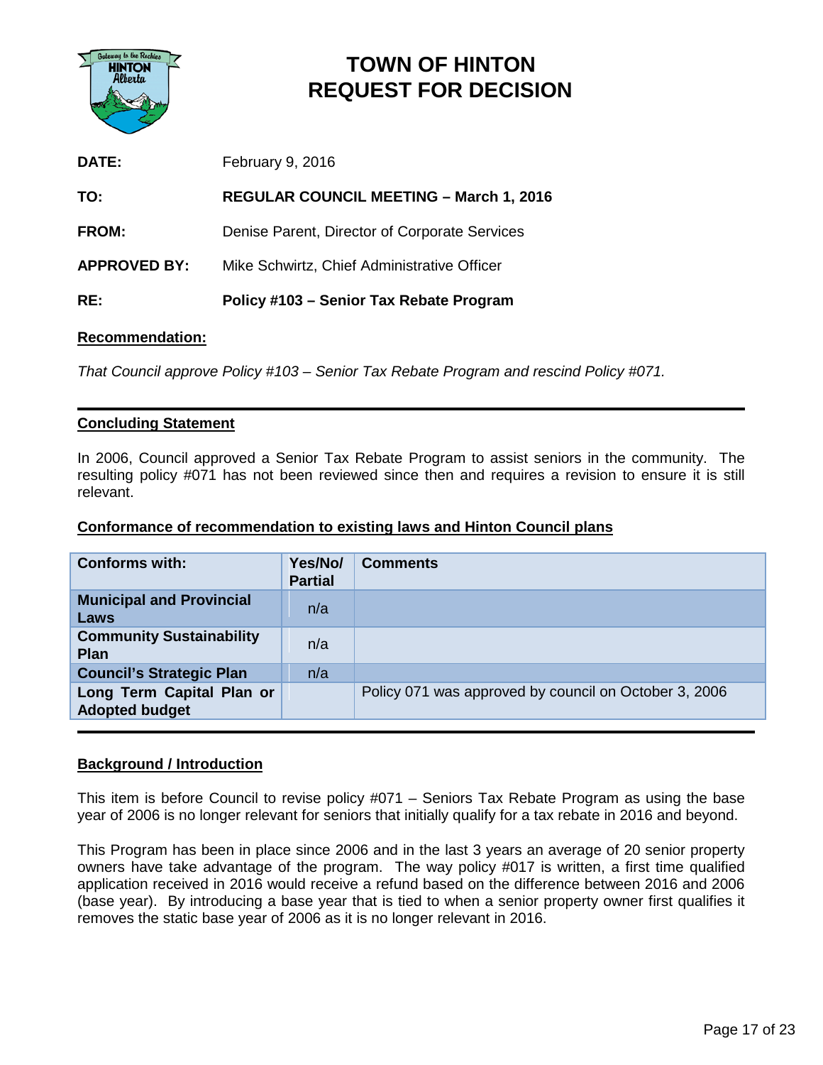# TOWN OF HINTON
# REQUEST FOR DECISION

**DATE:** February 9, 2016

**TO:** **REGULAR COUNCIL MEETING – March 1, 2016**

**FROM:** Denise Parent, Director of Corporate Services

**APPROVED BY:** Mike Schwirtz, Chief Administrative Officer

**RE:** **Policy #103 – Senior Tax Rebate Program**

**Recommendation:**

*That Council approve Policy #103 – Senior Tax Rebate Program and rescind Policy #071.*

---

**Concluding Statement**

In 2006, Council approved a Senior Tax Rebate Program to assist seniors in the community. The resulting policy #071 has not been reviewed since then and requires a revision to ensure it is still relevant.

**Conformance of recommendation to existing laws and Hinton Council plans**

| Conforms with: | Yes/No/ Partial | Comments |
|---|---|---|
| **Municipal and Provincial Laws** | n/a | |
| **Community Sustainability Plan** | n/a | |
| **Council's Strategic Plan** | n/a | |
| **Long Term Capital Plan or Adopted budget** | | Policy 071 was approved by council on October 3, 2006 |

---

**Background / Introduction**

This item is before Council to revise policy #071 – Seniors Tax Rebate Program as using the base year of 2006 is no longer relevant for seniors that initially qualify for a tax rebate in 2016 and beyond.

This Program has been in place since 2006 and in the last 3 years an average of 20 senior property owners have take advantage of the program. The way policy #017 is written, a first time qualified application received in 2016 would receive a refund based on the difference between 2016 and 2006 (base year). By introducing a base year that is tied to when a senior property owner first qualifies it removes the static base year of 2006 as it is no longer relevant in 2016.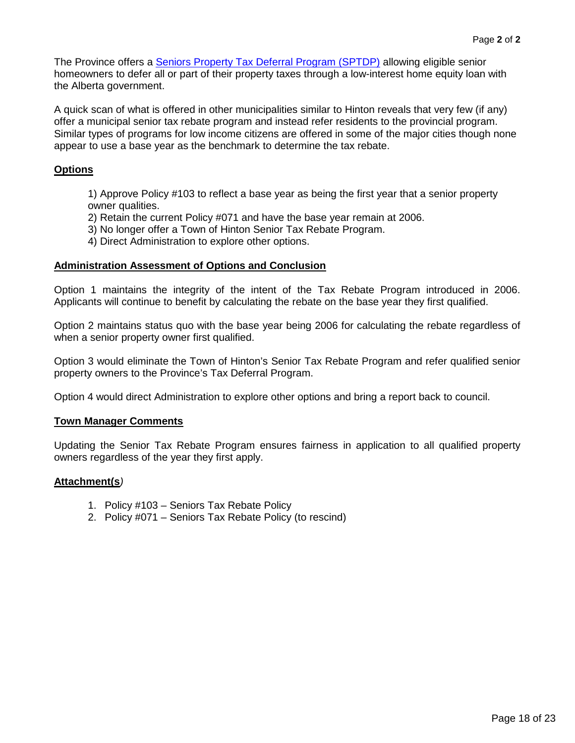The Province offers a [Seniors Property Tax Deferral Program (SPTDP)] allowing eligible senior homeowners to defer all or part of their property taxes through a low-interest home equity loan with the Alberta government.

A quick scan of what is offered in other municipalities similar to Hinton reveals that very few (if any) offer a municipal senior tax rebate program and instead refer residents to the provincial program. Similar types of programs for low income citizens are offered in some of the major cities though none appear to use a base year as the benchmark to determine the tax rebate.

## Options

1) Approve Policy #103 to reflect a base year as being the first year that a senior property owner qualities.
2) Retain the current Policy #071 and have the base year remain at 2006.
3) No longer offer a Town of Hinton Senior Tax Rebate Program.
4) Direct Administration to explore other options.

## Administration Assessment of Options and Conclusion

Option 1 maintains the integrity of the intent of the Tax Rebate Program introduced in 2006. Applicants will continue to benefit by calculating the rebate on the base year they first qualified.

Option 2 maintains status quo with the base year being 2006 for calculating the rebate regardless of when a senior property owner first qualified.

Option 3 would eliminate the Town of Hinton's Senior Tax Rebate Program and refer qualified senior property owners to the Province's Tax Deferral Program.

Option 4 would direct Administration to explore other options and bring a report back to council.

## Town Manager Comments

Updating the Senior Tax Rebate Program ensures fairness in application to all qualified property owners regardless of the year they first apply.

## Attachment(s)

1. Policy #103 – Seniors Tax Rebate Policy
2. Policy #071 – Seniors Tax Rebate Policy (to rescind)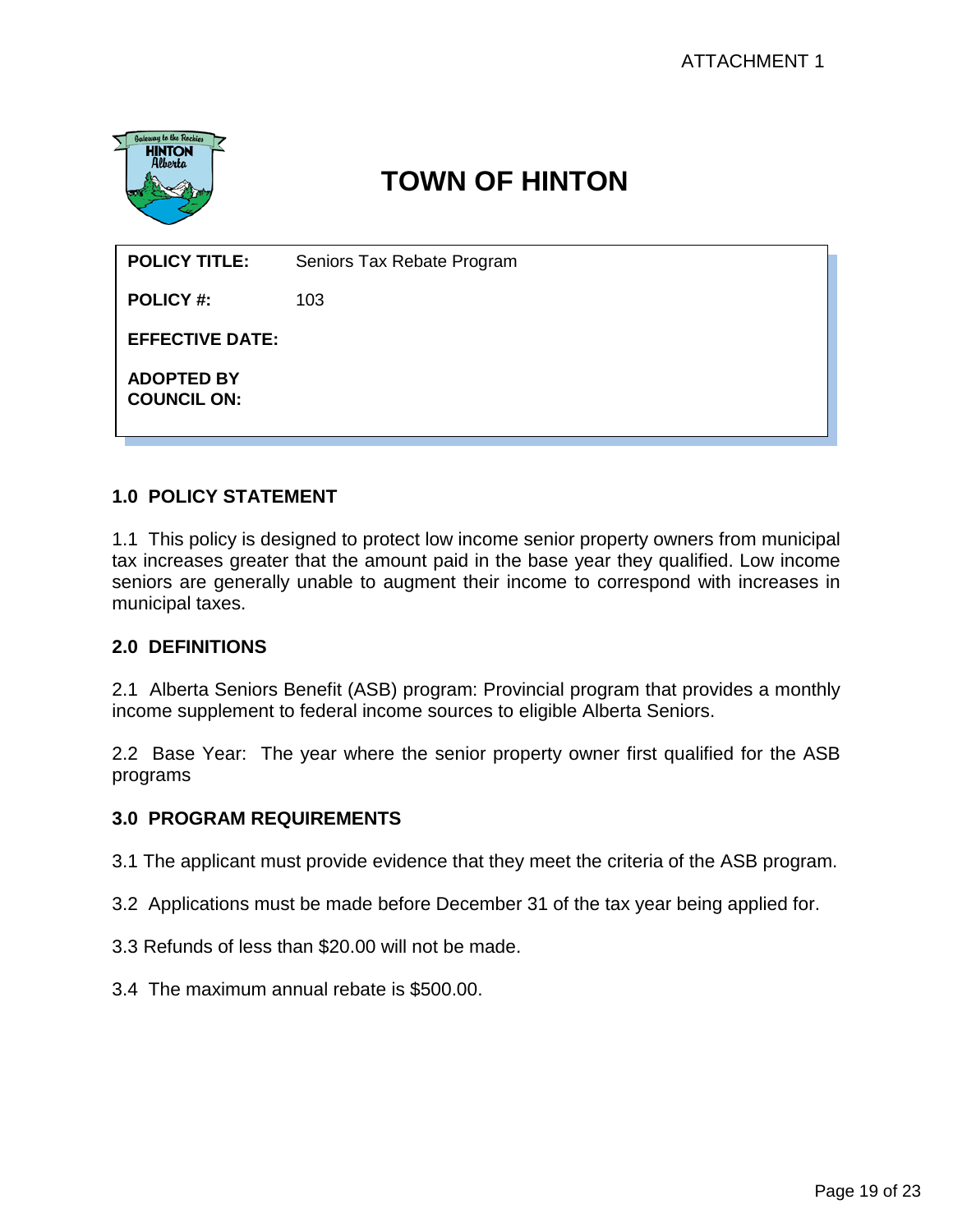ATTACHMENT 1

# TOWN OF HINTON

| | |
|---|---|
| **POLICY TITLE:** | Seniors Tax Rebate Program |
| **POLICY #:** | 103 |
| **EFFECTIVE DATE:** | |
| **ADOPTED BY COUNCIL ON:** | |

## 1.0 POLICY STATEMENT

1.1 This policy is designed to protect low income senior property owners from municipal tax increases greater that the amount paid in the base year they qualified. Low income seniors are generally unable to augment their income to correspond with increases in municipal taxes.

## 2.0 DEFINITIONS

2.1 Alberta Seniors Benefit (ASB) program: Provincial program that provides a monthly income supplement to federal income sources to eligible Alberta Seniors.

2.2 Base Year: The year where the senior property owner first qualified for the ASB programs

## 3.0 PROGRAM REQUIREMENTS

3.1 The applicant must provide evidence that they meet the criteria of the ASB program.

3.2 Applications must be made before December 31 of the tax year being applied for.

3.3 Refunds of less than $20.00 will not be made.

3.4 The maximum annual rebate is $500.00.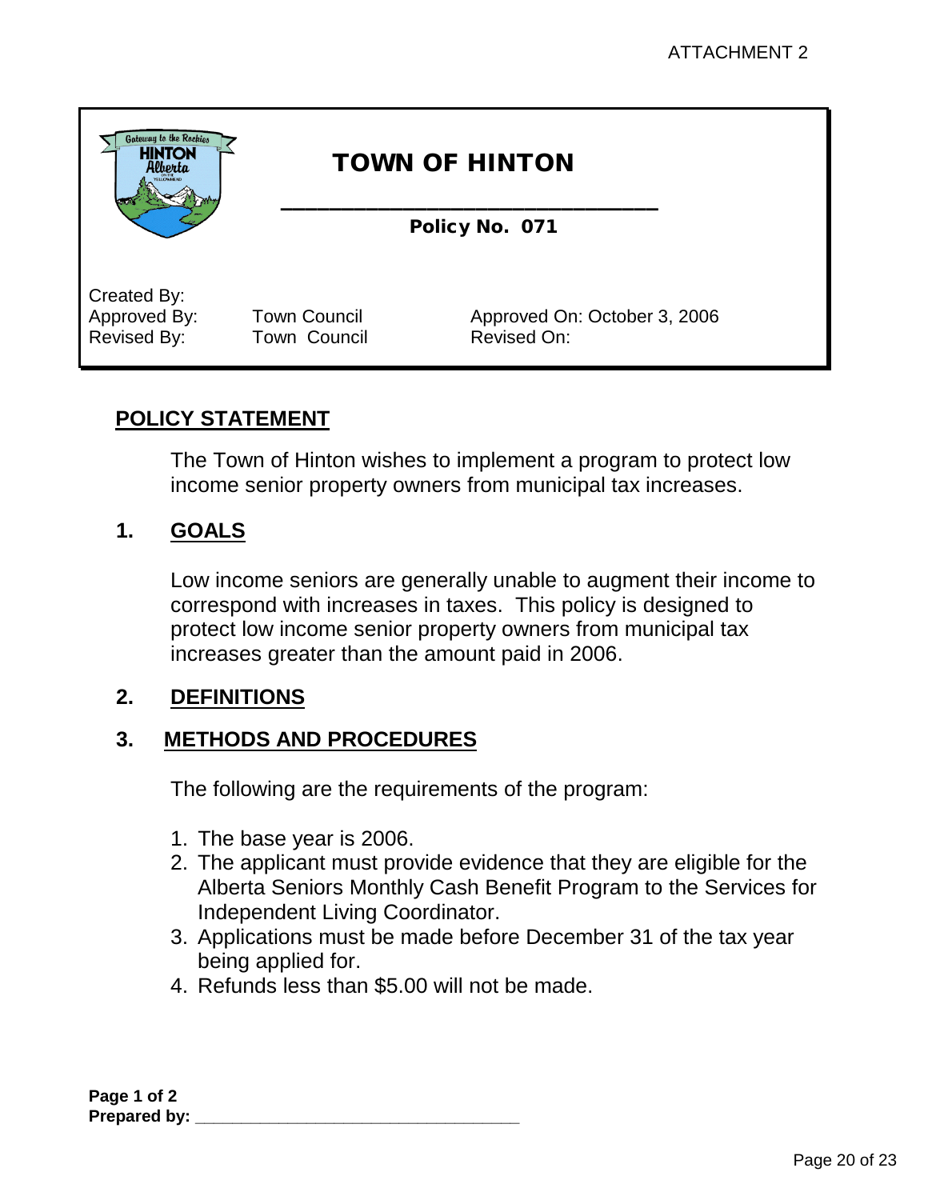ATTACHMENT 2

# TOWN OF HINTON

**Policy No. 071**

| | | |
|---|---|---|
| Created By: | | |
| Approved By: | Town Council | Approved On: October 3, 2006 |
| Revised By: | Town Council | Revised On: |

## POLICY STATEMENT

The Town of Hinton wishes to implement a program to protect low income senior property owners from municipal tax increases.

## 1. GOALS

Low income seniors are generally unable to augment their income to correspond with increases in taxes. This policy is designed to protect low income senior property owners from municipal tax increases greater than the amount paid in 2006.

## 2. DEFINITIONS

## 3. METHODS AND PROCEDURES

The following are the requirements of the program:

1. The base year is 2006.
2. The applicant must provide evidence that they are eligible for the Alberta Seniors Monthly Cash Benefit Program to the Services for Independent Living Coordinator.
3. Applications must be made before December 31 of the tax year being applied for.
4. Refunds less than $5.00 will not be made.

**Page 1 of 2**
**Prepared by: ________________________________**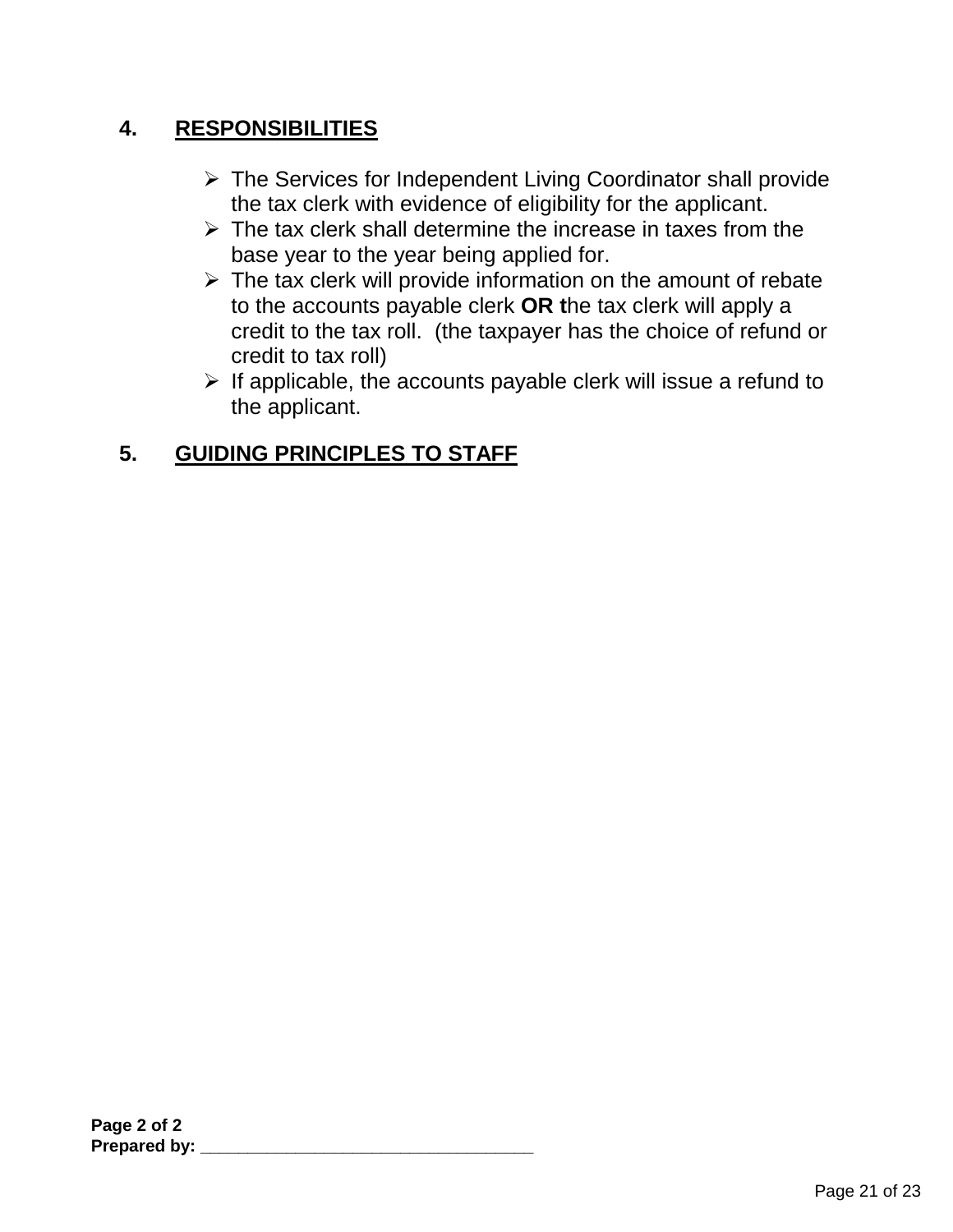## 4. RESPONSIBILITIES

- The Services for Independent Living Coordinator shall provide the tax clerk with evidence of eligibility for the applicant.
- The tax clerk shall determine the increase in taxes from the base year to the year being applied for.
- The tax clerk will provide information on the amount of rebate to the accounts payable clerk **OR t**he tax clerk will apply a credit to the tax roll. (the taxpayer has the choice of refund or credit to tax roll)
- If applicable, the accounts payable clerk will issue a refund to the applicant.

## 5. GUIDING PRINCIPLES TO STAFF

**Page 2 of 2**
**Prepared by: ________________________________**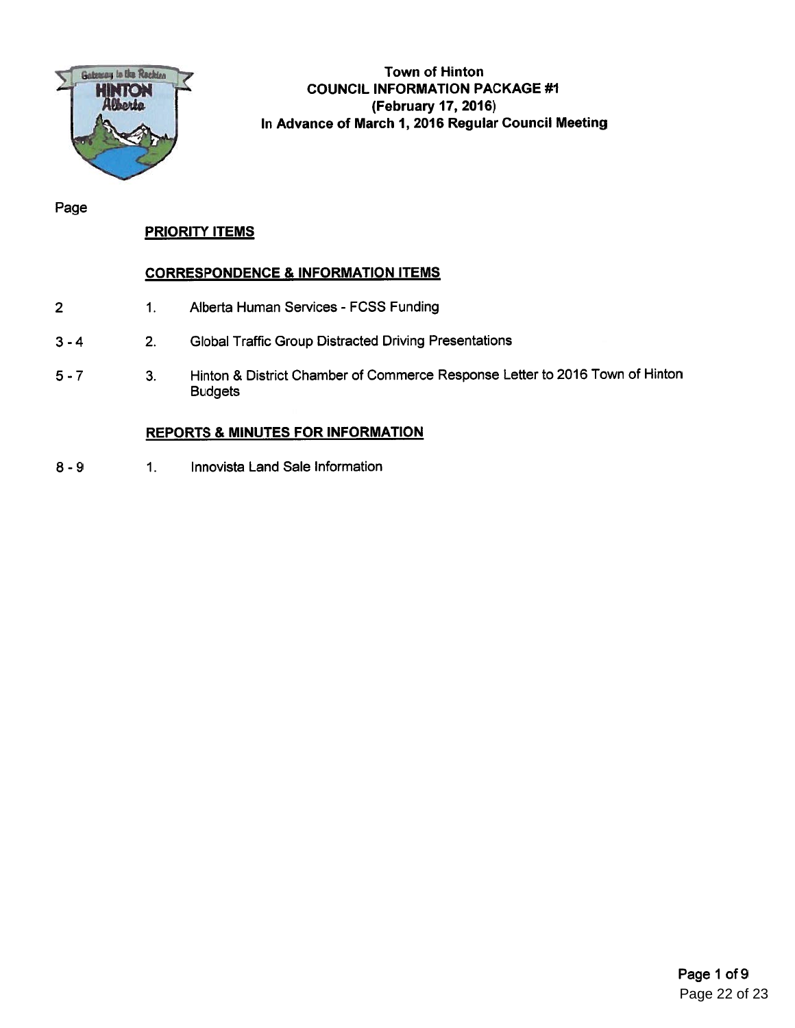# Town of Hinton
## COUNCIL INFORMATION PACKAGE #1
### (February 17, 2016)
### In Advance of March 1, 2016 Regular Council Meeting

| Page | | |
|---|---|---|
| | | **PRIORITY ITEMS** |
| | | **CORRESPONDENCE & INFORMATION ITEMS** |
| 2 | 1. | Alberta Human Services - FCSS Funding |
| 3 - 4 | 2. | Global Traffic Group Distracted Driving Presentations |
| 5 - 7 | 3. | Hinton & District Chamber of Commerce Response Letter to 2016 Town of Hinton Budgets |
| | | **REPORTS & MINUTES FOR INFORMATION** |
| 8 - 9 | 1. | Innovista Land Sale Information |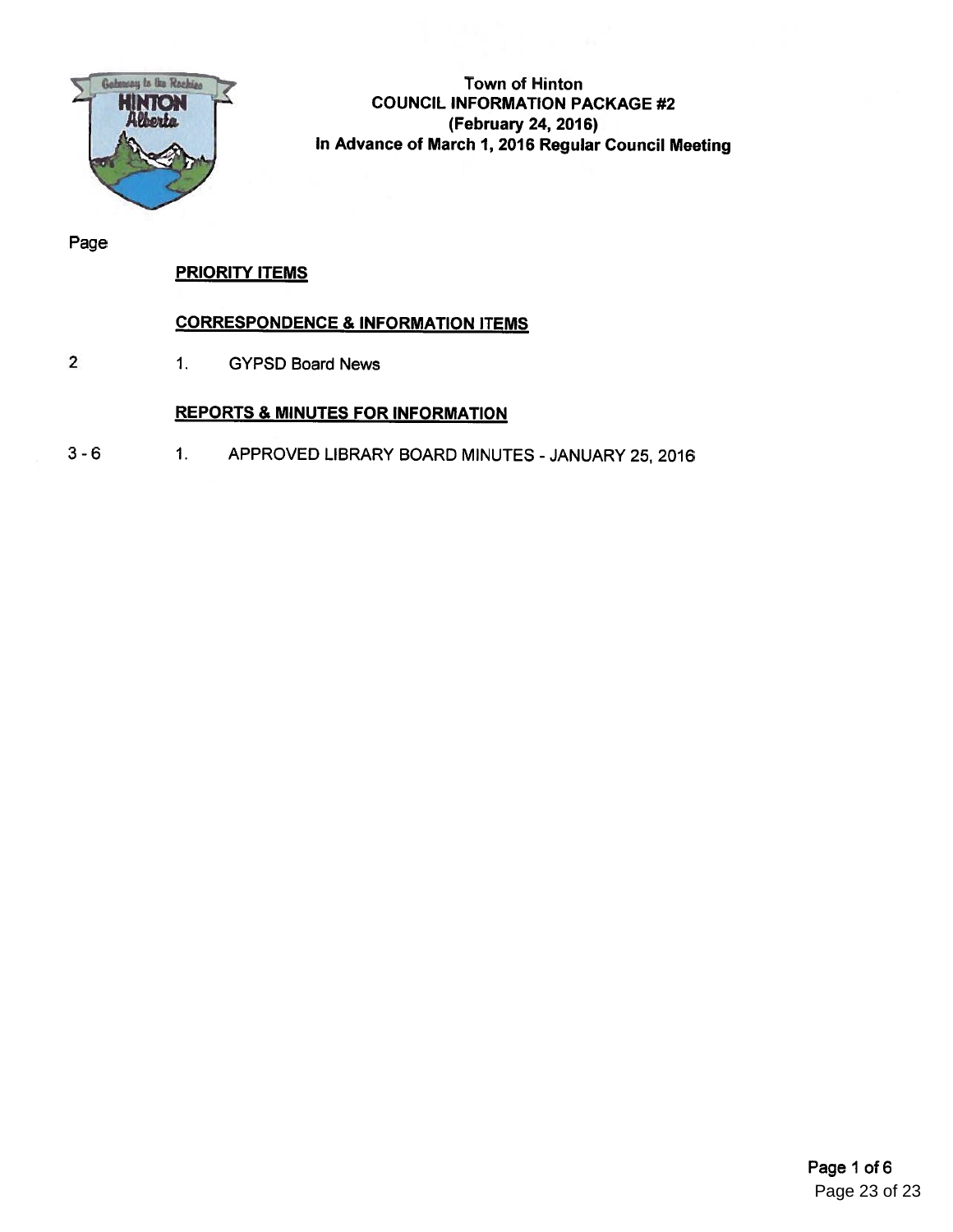**Town of Hinton**
**COUNCIL INFORMATION PACKAGE #2**
**(February 24, 2016)**
**In Advance of March 1, 2016 Regular Council Meeting**

| Page | | |
|---|---|---|
| | **PRIORITY ITEMS** | |
| | **CORRESPONDENCE & INFORMATION ITEMS** | |
| 2 | 1. | GYPSD Board News |
| | **REPORTS & MINUTES FOR INFORMATION** | |
| 3 - 6 | 1. | APPROVED LIBRARY BOARD MINUTES - JANUARY 25, 2016 |